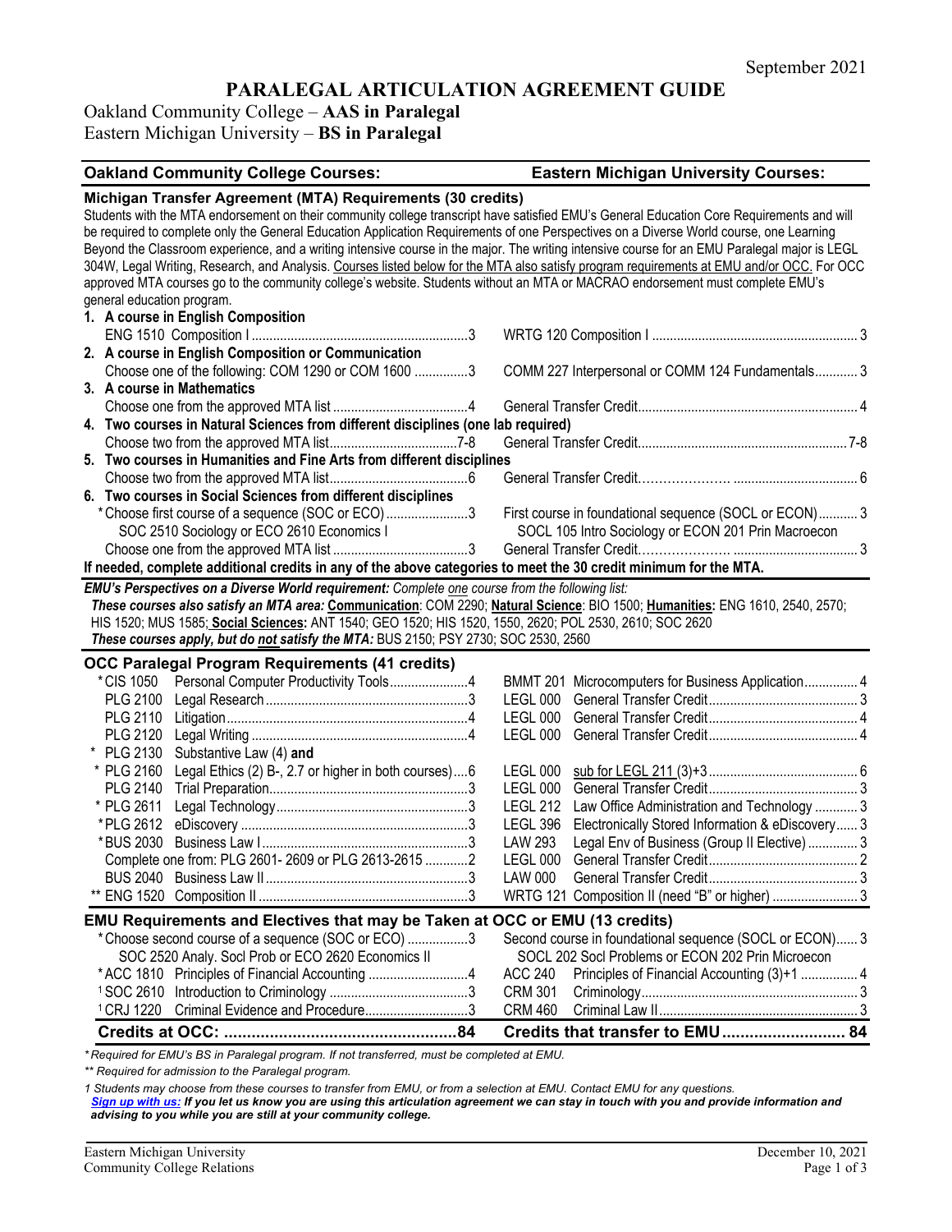September 2021

# PARALEGAL ARTICULATION AGREEMENT GUIDE

Oakland Community College – **AAS in Paralegal**
Eastern Michigan University – **BS in Paralegal**

| Oakland Community College Courses: | Eastern Michigan University Courses: |
|---|---|

## Michigan Transfer Agreement (MTA) Requirements (30 credits)

Students with the MTA endorsement on their community college transcript have satisfied EMU's General Education Core Requirements and will be required to complete only the General Education Application Requirements of one Perspectives on a Diverse World course, one Learning Beyond the Classroom experience, and a writing intensive course in the major. The writing intensive course for an EMU Paralegal major is LEGL 304W, Legal Writing, Research, and Analysis. Courses listed below for the MTA also satisfy program requirements at EMU and/or OCC. For OCC approved MTA courses go to the community college's website. Students without an MTA or MACRAO endorsement must complete EMU's general education program.

| Oakland Community College Courses | Eastern Michigan University Courses |
|---|---|
| **1. A course in English Composition** | |
| ENG 1510 Composition I ... 3 | WRTG 120 Composition I ... 3 |
| **2. A course in English Composition or Communication** | |
| Choose one of the following: COM 1290 or COM 1600 ... 3 | COMM 227 Interpersonal or COMM 124 Fundamentals ... 3 |
| **3. A course in Mathematics** | |
| Choose one from the approved MTA list ... 4 | General Transfer Credit ... 4 |
| **4. Two courses in Natural Sciences from different disciplines (one lab required)** | |
| Choose two from the approved MTA list ... 7-8 | General Transfer Credit ... 7-8 |
| **5. Two courses in Humanities and Fine Arts from different disciplines** | |
| Choose two from the approved MTA list ... 6 | General Transfer Credit ... 6 |
| **6. Two courses in Social Sciences from different disciplines** | |
| *Choose first course of a sequence (SOC or ECO) ... 3<br>SOC 2510 Sociology or ECO 2610 Economics I | First course in foundational sequence (SOCL or ECON) ... 3<br>SOCL 105 Intro Sociology or ECON 201 Prin Macroecon |
| Choose one from the approved MTA list ... 3 | General Transfer Credit ... 3 |

**If needed, complete additional credits in any of the above categories to meet the 30 credit minimum for the MTA.**

***EMU's Perspectives on a Diverse World requirement:*** *Complete one course from the following list:*
***These courses also satisfy an MTA area:*** **Communication**: COM 2290; **Natural Science**: BIO 1500; **Humanities:** ENG 1610, 2540, 2570; HIS 1520; MUS 1585; **Social Sciences:** ANT 1540; GEO 1520; HIS 1520, 1550, 2620; POL 2530, 2610; SOC 2620
***These courses apply, but do not satisfy the MTA:*** BUS 2150; PSY 2730; SOC 2530, 2560

## OCC Paralegal Program Requirements (41 credits)

| OCC Course | Title | Credits | EMU Course | Title | Credits |
|---|---|---|---|---|---|
| *CIS 1050 | Personal Computer Productivity Tools | 4 | BMMT 201 | Microcomputers for Business Application | 4 |
| PLG 2100 | Legal Research | 3 | LEGL 000 | General Transfer Credit | 3 |
| PLG 2110 | Litigation | 4 | LEGL 000 | General Transfer Credit | 4 |
| PLG 2120 | Legal Writing | 4 | LEGL 000 | General Transfer Credit | 4 |
| * PLG 2130 | Substantive Law (4) **and** | | | | |
| * PLG 2160 | Legal Ethics (2) B-, 2.7 or higher in both courses | 6 | LEGL 000 | sub for LEGL 211 (3)+3 | 6 |
| PLG 2140 | Trial Preparation | 3 | LEGL 000 | General Transfer Credit | 3 |
| * PLG 2611 | Legal Technology | 3 | LEGL 212 | Law Office Administration and Technology | 3 |
| *PLG 2612 | eDiscovery | 3 | LEGL 396 | Electronically Stored Information & eDiscovery | 3 |
| *BUS 2030 | Business Law I | 3 | LAW 293 | Legal Env of Business (Group II Elective) | 3 |
| | Complete one from: PLG 2601- 2609 or PLG 2613-2615 | 2 | LEGL 000 | General Transfer Credit | 2 |
| BUS 2040 | Business Law II | 3 | LAW 000 | General Transfer Credit | 3 |
| ** ENG 1520 | Composition II | 3 | WRTG 121 | Composition II (need "B" or higher) | 3 |

## EMU Requirements and Electives that may be Taken at OCC or EMU (13 credits)

| OCC Course | Title | Credits | EMU Course | Title | Credits |
|---|---|---|---|---|---|
| | *Choose second course of a sequence (SOC or ECO)<br>SOC 2520 Analy. Socl Prob or ECO 2620 Economics II | 3 | | Second course in foundational sequence (SOCL or ECON)<br>SOCL 202 Socl Problems or ECON 202 Prin Microecon | 3 |
| *ACC 1810 | Principles of Financial Accounting | 4 | ACC 240 | Principles of Financial Accounting (3)+1 | 4 |
| [1]SOC 2610 | Introduction to Criminology | 3 | CRM 301 | Criminology | 3 |
| [1]CRJ 1220 | Criminal Evidence and Procedure | 3 | CRM 460 | Criminal Law II | 3 |
| | **Credits at OCC:** | **84** | | **Credits that transfer to EMU** | **84** |

*\* Required for EMU's BS in Paralegal program. If not transferred, must be completed at EMU.*

*\*\* Required for admission to the Paralegal program.*

*1 Students may choose from these courses to transfer from EMU, or from a selection at EMU. Contact EMU for any questions.*
***Sign up with us:** If you let us know you are using this articulation agreement we can stay in touch with you and provide information and advising to you while you are still at your community college.*

Eastern Michigan University
Community College Relations

December 10, 2021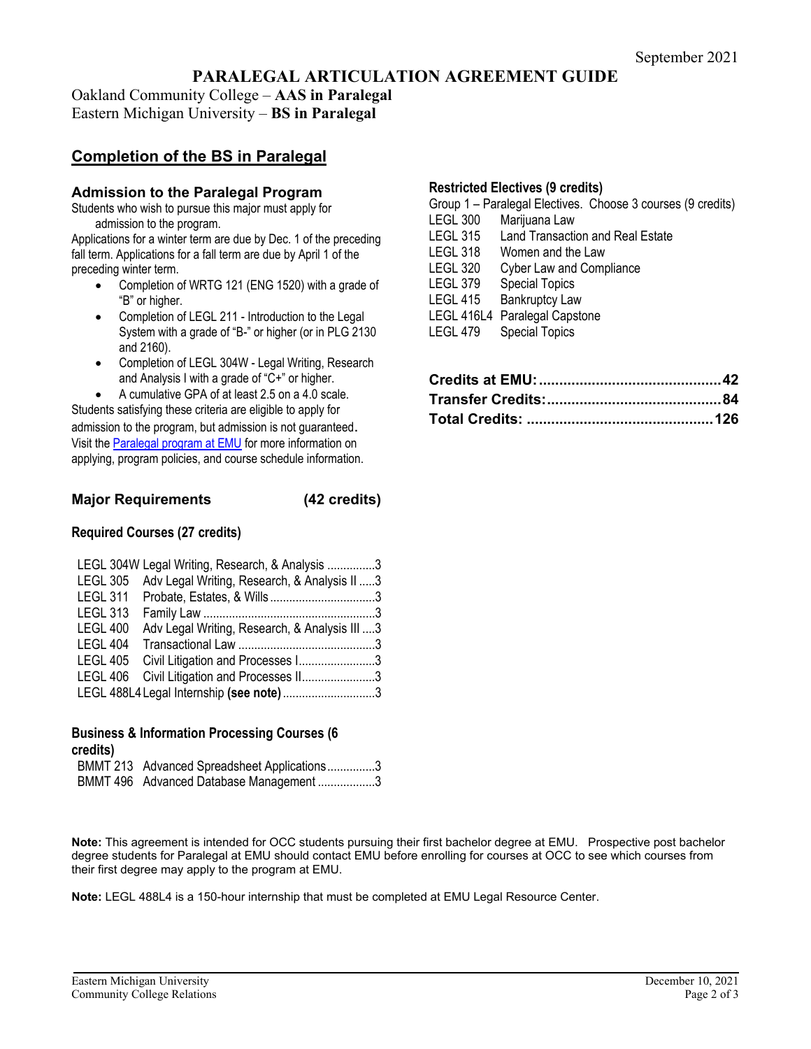September 2021

# PARALEGAL ARTICULATION AGREEMENT GUIDE

Oakland Community College – **AAS in Paralegal**
Eastern Michigan University – **BS in Paralegal**

## Completion of the BS in Paralegal

### Admission to the Paralegal Program

Students who wish to pursue this major must apply for admission to the program.

Applications for a winter term are due by Dec. 1 of the preceding fall term. Applications for a fall term are due by April 1 of the preceding winter term.

- Completion of WRTG 121 (ENG 1520) with a grade of "B" or higher.
- Completion of LEGL 211 - Introduction to the Legal System with a grade of "B-" or higher (or in PLG 2130 and 2160).
- Completion of LEGL 304W - Legal Writing, Research and Analysis I with a grade of "C+" or higher.
- A cumulative GPA of at least 2.5 on a 4.0 scale.

Students satisfying these criteria are eligible to apply for admission to the program, but admission is not guaranteed. Visit the [Paralegal program at EMU] for more information on applying, program policies, and course schedule information.

### Major Requirements (42 credits)

#### Required Courses (27 credits)

| Course | Title | Credits |
|---|---|---|
| LEGL 304W | Legal Writing, Research, & Analysis | 3 |
| LEGL 305 | Adv Legal Writing, Research, & Analysis II | 3 |
| LEGL 311 | Probate, Estates, & Wills | 3 |
| LEGL 313 | Family Law | 3 |
| LEGL 400 | Adv Legal Writing, Research, & Analysis III | 3 |
| LEGL 404 | Transactional Law | 3 |
| LEGL 405 | Civil Litigation and Processes I | 3 |
| LEGL 406 | Civil Litigation and Processes II | 3 |
| LEGL 488L4 | Legal Internship **(see note)** | 3 |

#### Business & Information Processing Courses (6 credits)

| Course | Title | Credits |
|---|---|---|
| BMMT 213 | Advanced Spreadsheet Applications | 3 |
| BMMT 496 | Advanced Database Management | 3 |

#### Restricted Electives (9 credits)

Group 1 – Paralegal Electives. Choose 3 courses (9 credits)

| Course | Title |
|---|---|
| LEGL 300 | Marijuana Law |
| LEGL 315 | Land Transaction and Real Estate |
| LEGL 318 | Women and the Law |
| LEGL 320 | Cyber Law and Compliance |
| LEGL 379 | Special Topics |
| LEGL 415 | Bankruptcy Law |
| LEGL 416L4 | Paralegal Capstone |
| LEGL 479 | Special Topics |

| | |
|---|---|
| **Credits at EMU:** | **42** |
| **Transfer Credits:** | **84** |
| **Total Credits:** | **126** |

**Note:** This agreement is intended for OCC students pursuing their first bachelor degree at EMU. Prospective post bachelor degree students for Paralegal at EMU should contact EMU before enrolling for courses at OCC to see which courses from their first degree may apply to the program at EMU.

**Note:** LEGL 488L4 is a 150-hour internship that must be completed at EMU Legal Resource Center.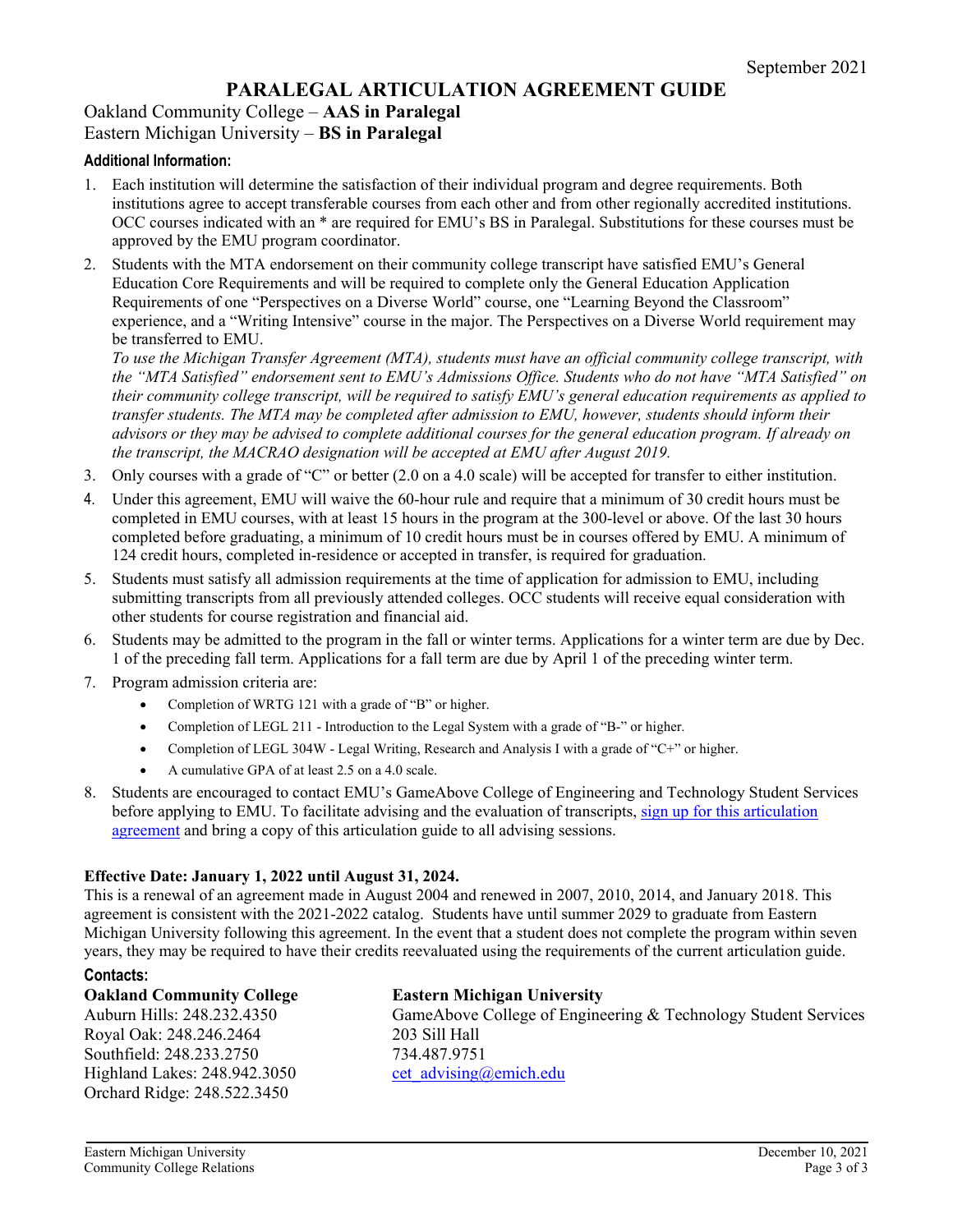September 2021

# PARALEGAL ARTICULATION AGREEMENT GUIDE

Oakland Community College – **AAS in Paralegal**
Eastern Michigan University – **BS in Paralegal**

### Additional Information:

1. Each institution will determine the satisfaction of their individual program and degree requirements. Both institutions agree to accept transferable courses from each other and from other regionally accredited institutions. OCC courses indicated with an * are required for EMU's BS in Paralegal. Substitutions for these courses must be approved by the EMU program coordinator.
2. Students with the MTA endorsement on their community college transcript have satisfied EMU's General Education Core Requirements and will be required to complete only the General Education Application Requirements of one "Perspectives on a Diverse World" course, one "Learning Beyond the Classroom" experience, and a "Writing Intensive" course in the major. The Perspectives on a Diverse World requirement may be transferred to EMU.
   *To use the Michigan Transfer Agreement (MTA), students must have an official community college transcript, with the "MTA Satisfied" endorsement sent to EMU's Admissions Office. Students who do not have "MTA Satisfied" on their community college transcript, will be required to satisfy EMU's general education requirements as applied to transfer students. The MTA may be completed after admission to EMU, however, students should inform their advisors or they may be advised to complete additional courses for the general education program. If already on the transcript, the MACRAO designation will be accepted at EMU after August 2019.*
3. Only courses with a grade of "C" or better (2.0 on a 4.0 scale) will be accepted for transfer to either institution.
4. Under this agreement, EMU will waive the 60-hour rule and require that a minimum of 30 credit hours must be completed in EMU courses, with at least 15 hours in the program at the 300-level or above. Of the last 30 hours completed before graduating, a minimum of 10 credit hours must be in courses offered by EMU. A minimum of 124 credit hours, completed in-residence or accepted in transfer, is required for graduation.
5. Students must satisfy all admission requirements at the time of application for admission to EMU, including submitting transcripts from all previously attended colleges. OCC students will receive equal consideration with other students for course registration and financial aid.
6. Students may be admitted to the program in the fall or winter terms. Applications for a winter term are due by Dec. 1 of the preceding fall term. Applications for a fall term are due by April 1 of the preceding winter term.
7. Program admission criteria are:
   - Completion of WRTG 121 with a grade of "B" or higher.
   - Completion of LEGL 211 - Introduction to the Legal System with a grade of "B-" or higher.
   - Completion of LEGL 304W - Legal Writing, Research and Analysis I with a grade of "C+" or higher.
   - A cumulative GPA of at least 2.5 on a 4.0 scale.
8. Students are encouraged to contact EMU's GameAbove College of Engineering and Technology Student Services before applying to EMU. To facilitate advising and the evaluation of transcripts, sign up for this articulation agreement and bring a copy of this articulation guide to all advising sessions.

**Effective Date: January 1, 2022 until August 31, 2024.**
This is a renewal of an agreement made in August 2004 and renewed in 2007, 2010, 2014, and January 2018. This agreement is consistent with the 2021-2022 catalog. Students have until summer 2029 to graduate from Eastern Michigan University following this agreement. In the event that a student does not complete the program within seven years, they may be required to have their credits reevaluated using the requirements of the current articulation guide.

### Contacts:

**Oakland Community College**
Auburn Hills: 248.232.4350
Royal Oak: 248.246.2464
Southfield: 248.233.2750
Highland Lakes: 248.942.3050
Orchard Ridge: 248.522.3450

**Eastern Michigan University**
GameAbove College of Engineering & Technology Student Services
203 Sill Hall
734.487.9751
cet_advising@emich.edu

Eastern Michigan University
Community College Relations
December 10, 2021